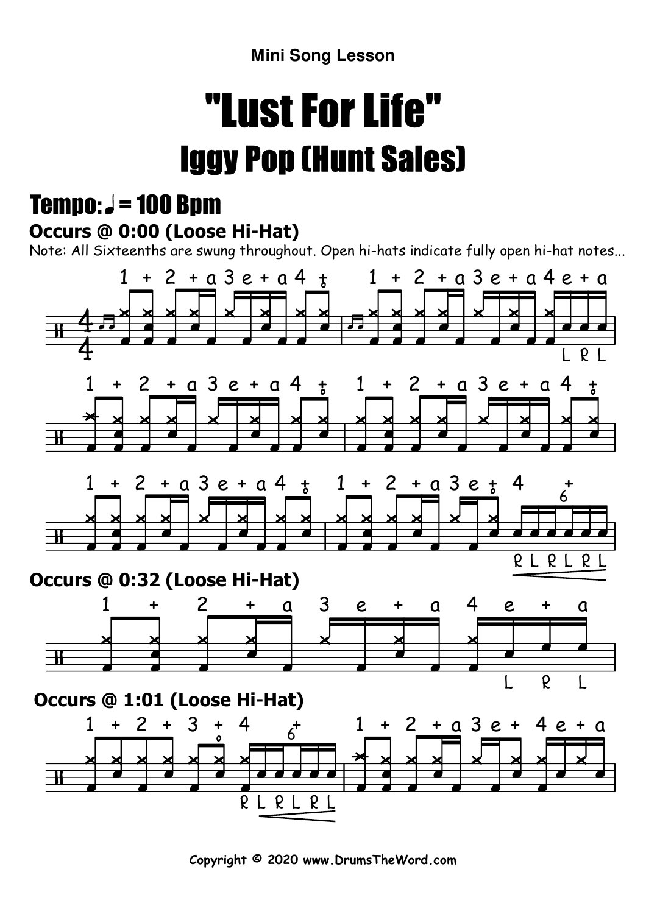Mini Song Lesson

# "Lust For Life"

## Iggy Pop (Hunt Sales)

## Tempo: ♩ = 100 Bpm

**Occurs @ 0:00 (Loose Hi-Hat)**

Note: All Sixteenths are swung throughout. Open hi-hats indicate fully open hi-hat notes...

**Occurs @ 0:32 (Loose Hi-Hat)**

**Occurs @ 1:01 (Loose Hi-Hat)**

**Copyright © 2020 www.DrumsTheWord.com**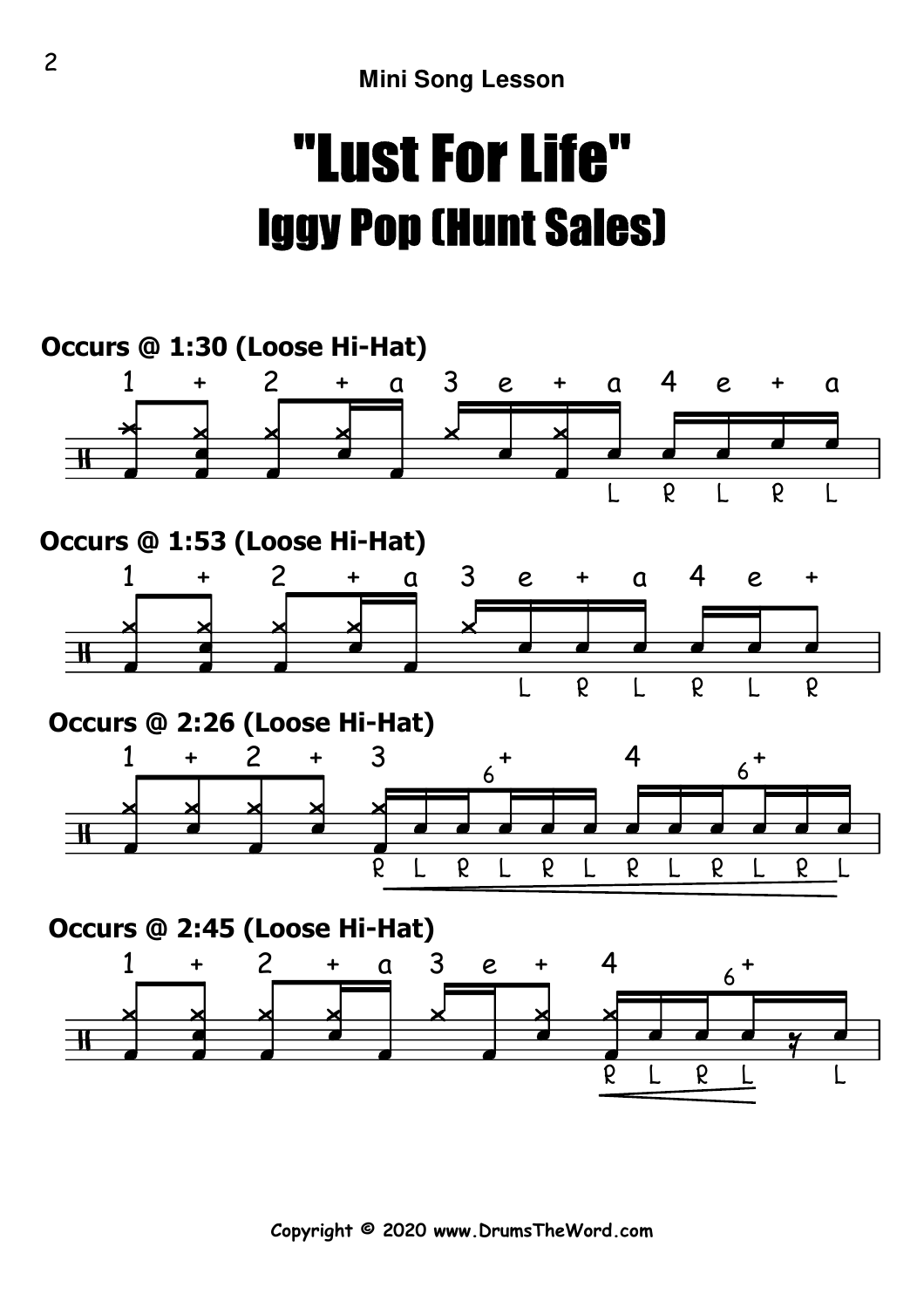Mini Song Lesson

# "Lust For Life"

## Iggy Pop (Hunt Sales)

**Occurs @ 1:30 (Loose Hi-Hat)**

1 + 2 + a 3 e + a 4 e + a

L R L R L

**Occurs @ 1:53 (Loose Hi-Hat)**

1 + 2 + a 3 e + a 4 e +

L R L R L R

**Occurs @ 2:26 (Loose Hi-Hat)**

1 + 2 + 3 6 + 4 6 +

R L R L R L R L R L R L

**Occurs @ 2:45 (Loose Hi-Hat)**

1 + 2 + a 3 e + 4 6 +

R L R L L

Copyright © 2020 www.DrumsTheWord.com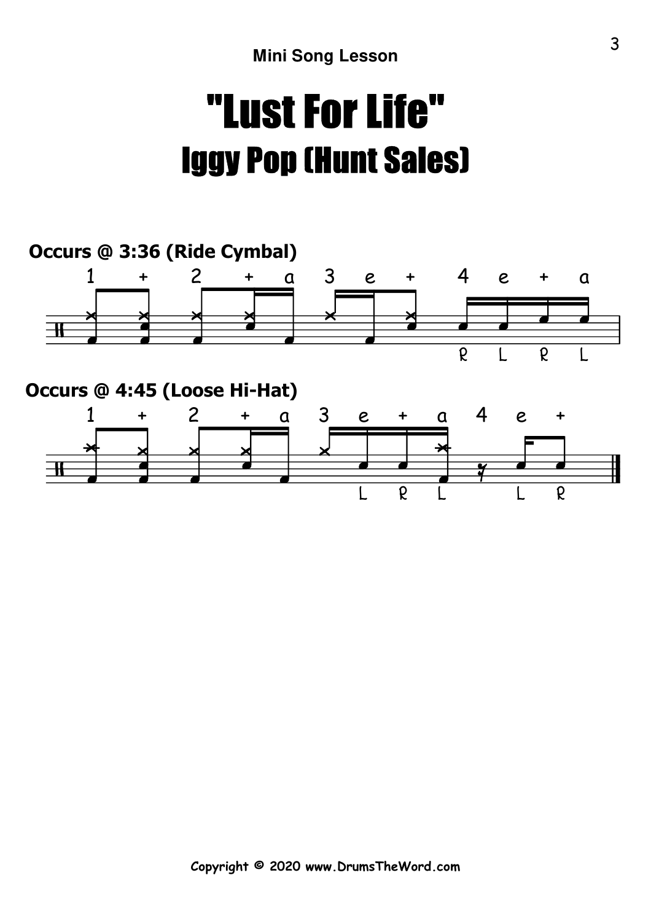**Mini Song Lesson**

# "Lust For Life"

## Iggy Pop (Hunt Sales)

**Occurs @ 3:36 (Ride Cymbal)**

1 + 2 + a 3 e + 4 e + a

R L R L

**Occurs @ 4:45 (Loose Hi-Hat)**

1 + 2 + a 3 e + a 4 e +

L R L L R

**Copyright © 2020 www.DrumsTheWord.com**